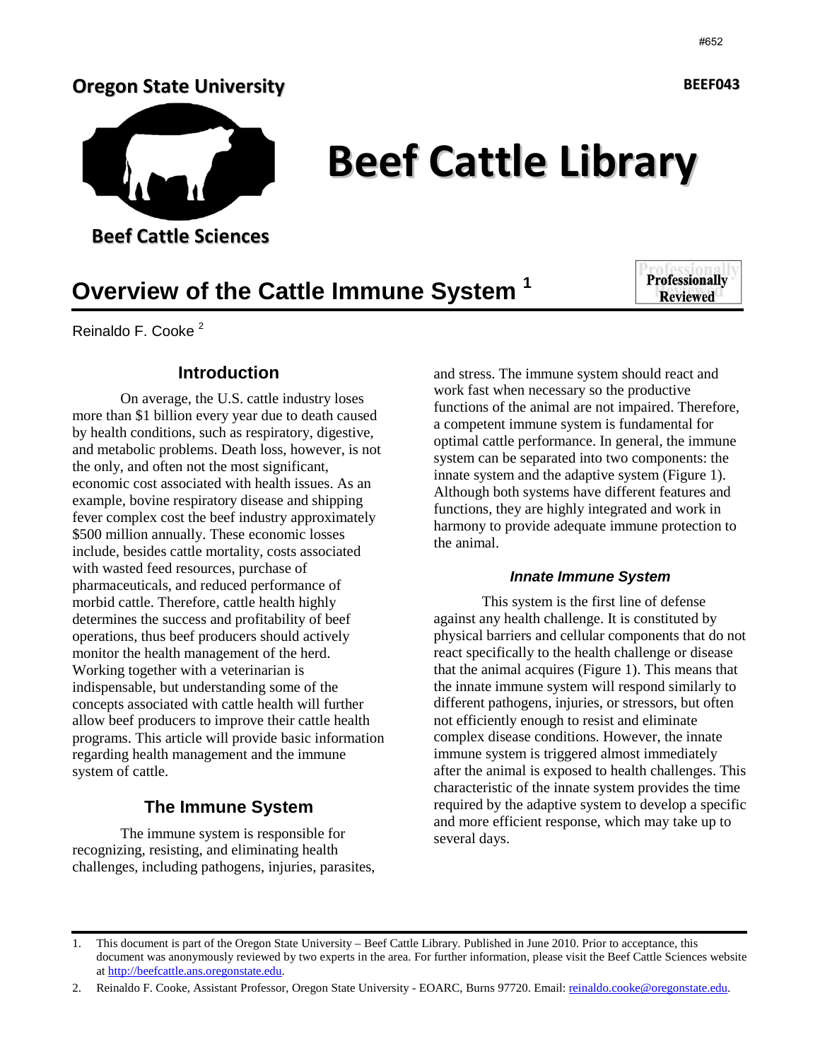**Oregon State University**

**BEEF043**

# Beef Cattle Library

**Beef Cattle Sciences**

## Overview of the Cattle Immune System [1]

**Professionally Reviewed**

Reinaldo F. Cooke [2]

### Introduction

On average, the U.S. cattle industry loses more than $1 billion every year due to death caused by health conditions, such as respiratory, digestive, and metabolic problems. Death loss, however, is not the only, and often not the most significant, economic cost associated with health issues. As an example, bovine respiratory disease and shipping fever complex cost the beef industry approximately $500 million annually. These economic losses include, besides cattle mortality, costs associated with wasted feed resources, purchase of pharmaceuticals, and reduced performance of morbid cattle. Therefore, cattle health highly determines the success and profitability of beef operations, thus beef producers should actively monitor the health management of the herd. Working together with a veterinarian is indispensable, but understanding some of the concepts associated with cattle health will further allow beef producers to improve their cattle health programs. This article will provide basic information regarding health management and the immune system of cattle.

### The Immune System

The immune system is responsible for recognizing, resisting, and eliminating health challenges, including pathogens, injuries, parasites, and stress. The immune system should react and work fast when necessary so the productive functions of the animal are not impaired. Therefore, a competent immune system is fundamental for optimal cattle performance. In general, the immune system can be separated into two components: the innate system and the adaptive system (Figure 1). Although both systems have different features and functions, they are highly integrated and work in harmony to provide adequate immune protection to the animal.

#### *Innate Immune System*

This system is the first line of defense against any health challenge. It is constituted by physical barriers and cellular components that do not react specifically to the health challenge or disease that the animal acquires (Figure 1). This means that the innate immune system will respond similarly to different pathogens, injuries, or stressors, but often not efficiently enough to resist and eliminate complex disease conditions. However, the innate immune system is triggered almost immediately after the animal is exposed to health challenges. This characteristic of the innate system provides the time required by the adaptive system to develop a specific and more efficient response, which may take up to several days.

---

1. This document is part of the Oregon State University – Beef Cattle Library. Published in June 2010. Prior to acceptance, this document was anonymously reviewed by two experts in the area. For further information, please visit the Beef Cattle Sciences website at http://beefcattle.ans.oregonstate.edu.
2. Reinaldo F. Cooke, Assistant Professor, Oregon State University - EOARC, Burns 97720. Email: reinaldo.cooke@oregonstate.edu.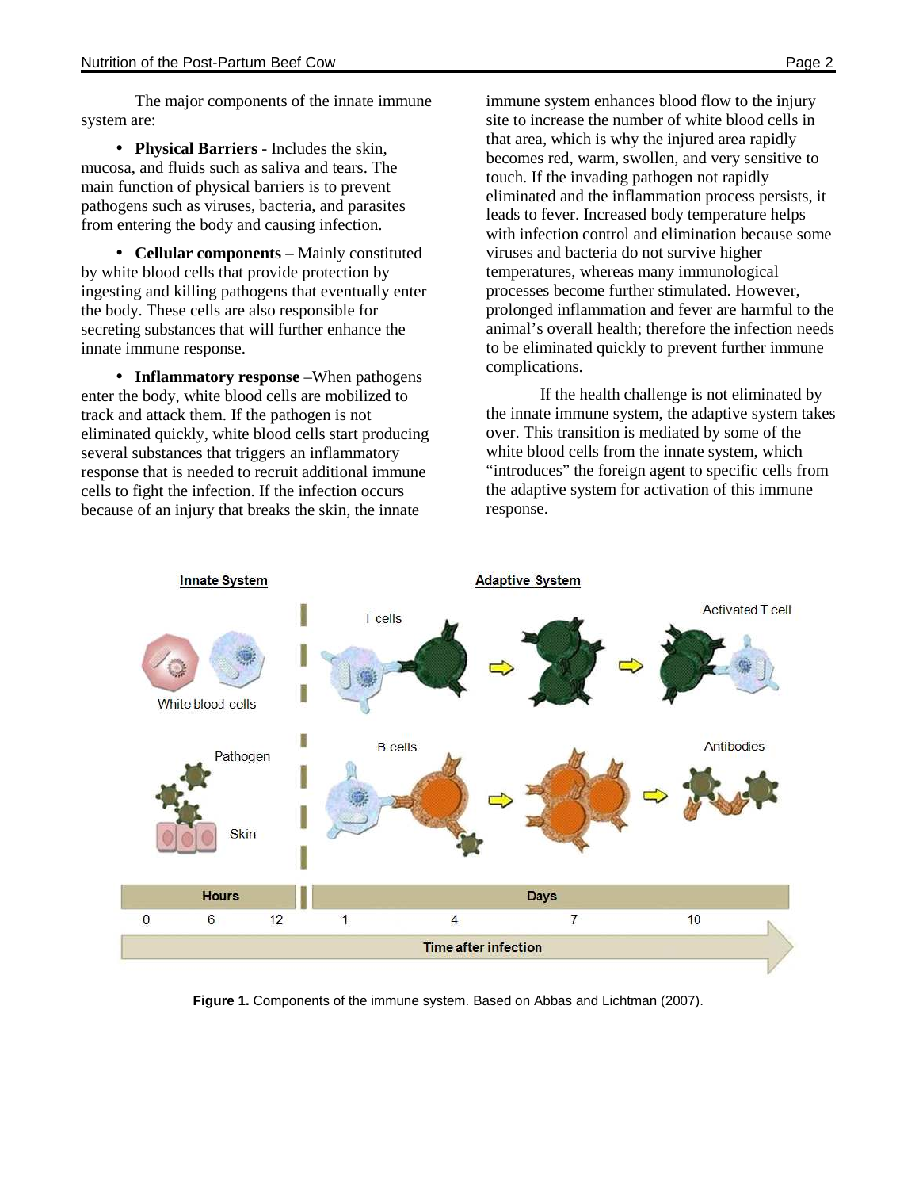The major components of the innate immune system are:

- **Physical Barriers** - Includes the skin, mucosa, and fluids such as saliva and tears. The main function of physical barriers is to prevent pathogens such as viruses, bacteria, and parasites from entering the body and causing infection.

- **Cellular components** – Mainly constituted by white blood cells that provide protection by ingesting and killing pathogens that eventually enter the body. These cells are also responsible for secreting substances that will further enhance the innate immune response.

- **Inflammatory response** –When pathogens enter the body, white blood cells are mobilized to track and attack them. If the pathogen is not eliminated quickly, white blood cells start producing several substances that triggers an inflammatory response that is needed to recruit additional immune cells to fight the infection. If the infection occurs because of an injury that breaks the skin, the innate immune system enhances blood flow to the injury site to increase the number of white blood cells in that area, which is why the injured area rapidly becomes red, warm, swollen, and very sensitive to touch. If the invading pathogen not rapidly eliminated and the inflammation process persists, it leads to fever. Increased body temperature helps with infection control and elimination because some viruses and bacteria do not survive higher temperatures, whereas many immunological processes become further stimulated. However, prolonged inflammation and fever are harmful to the animal's overall health; therefore the infection needs to be eliminated quickly to prevent further immune complications.

If the health challenge is not eliminated by the innate immune system, the adaptive system takes over. This transition is mediated by some of the white blood cells from the innate system, which "introduces" the foreign agent to specific cells from the adaptive system for activation of this immune response.

**Figure 1.** Components of the immune system. Based on Abbas and Lichtman (2007).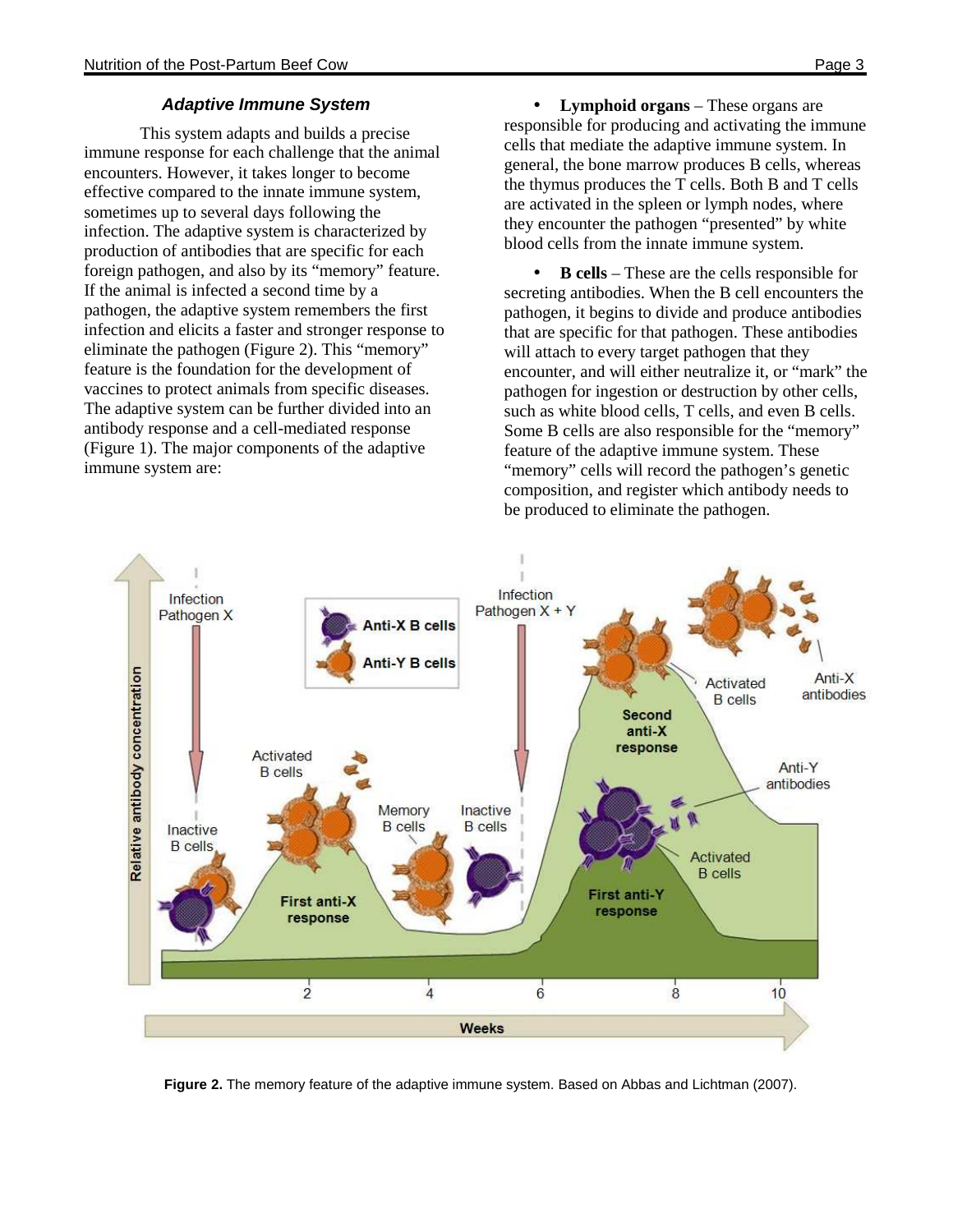### *Adaptive Immune System*

This system adapts and builds a precise immune response for each challenge that the animal encounters. However, it takes longer to become effective compared to the innate immune system, sometimes up to several days following the infection. The adaptive system is characterized by production of antibodies that are specific for each foreign pathogen, and also by its "memory" feature. If the animal is infected a second time by a pathogen, the adaptive system remembers the first infection and elicits a faster and stronger response to eliminate the pathogen (Figure 2). This "memory" feature is the foundation for the development of vaccines to protect animals from specific diseases. The adaptive system can be further divided into an antibody response and a cell-mediated response (Figure 1). The major components of the adaptive immune system are:

- **Lymphoid organs** – These organs are responsible for producing and activating the immune cells that mediate the adaptive immune system. In general, the bone marrow produces B cells, whereas the thymus produces the T cells. Both B and T cells are activated in the spleen or lymph nodes, where they encounter the pathogen "presented" by white blood cells from the innate immune system.

- **B cells** – These are the cells responsible for secreting antibodies. When the B cell encounters the pathogen, it begins to divide and produce antibodies that are specific for that pathogen. These antibodies will attach to every target pathogen that they encounter, and will either neutralize it, or "mark" the pathogen for ingestion or destruction by other cells, such as white blood cells, T cells, and even B cells. Some B cells are also responsible for the "memory" feature of the adaptive immune system. These "memory" cells will record the pathogen's genetic composition, and register which antibody needs to be produced to eliminate the pathogen.

**Figure 2.** The memory feature of the adaptive immune system. Based on Abbas and Lichtman (2007).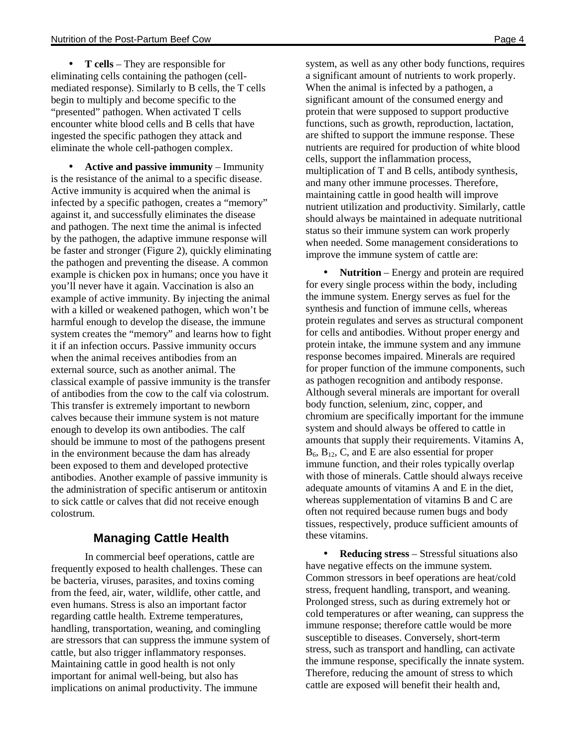- **T cells** – They are responsible for eliminating cells containing the pathogen (cell-mediated response). Similarly to B cells, the T cells begin to multiply and become specific to the "presented" pathogen. When activated T cells encounter white blood cells and B cells that have ingested the specific pathogen they attack and eliminate the whole cell-pathogen complex.

- **Active and passive immunity** – Immunity is the resistance of the animal to a specific disease. Active immunity is acquired when the animal is infected by a specific pathogen, creates a "memory" against it, and successfully eliminates the disease and pathogen. The next time the animal is infected by the pathogen, the adaptive immune response will be faster and stronger (Figure 2), quickly eliminating the pathogen and preventing the disease. A common example is chicken pox in humans; once you have it you'll never have it again. Vaccination is also an example of active immunity. By injecting the animal with a killed or weakened pathogen, which won't be harmful enough to develop the disease, the immune system creates the "memory" and learns how to fight it if an infection occurs. Passive immunity occurs when the animal receives antibodies from an external source, such as another animal. The classical example of passive immunity is the transfer of antibodies from the cow to the calf via colostrum. This transfer is extremely important to newborn calves because their immune system is not mature enough to develop its own antibodies. The calf should be immune to most of the pathogens present in the environment because the dam has already been exposed to them and developed protective antibodies. Another example of passive immunity is the administration of specific antiserum or antitoxin to sick cattle or calves that did not receive enough colostrum.

## Managing Cattle Health

In commercial beef operations, cattle are frequently exposed to health challenges. These can be bacteria, viruses, parasites, and toxins coming from the feed, air, water, wildlife, other cattle, and even humans. Stress is also an important factor regarding cattle health. Extreme temperatures, handling, transportation, weaning, and comingling are stressors that can suppress the immune system of cattle, but also trigger inflammatory responses. Maintaining cattle in good health is not only important for animal well-being, but also has implications on animal productivity. The immune system, as well as any other body functions, requires a significant amount of nutrients to work properly. When the animal is infected by a pathogen, a significant amount of the consumed energy and protein that were supposed to support productive functions, such as growth, reproduction, lactation, are shifted to support the immune response. These nutrients are required for production of white blood cells, support the inflammation process, multiplication of T and B cells, antibody synthesis, and many other immune processes. Therefore, maintaining cattle in good health will improve nutrient utilization and productivity. Similarly, cattle should always be maintained in adequate nutritional status so their immune system can work properly when needed. Some management considerations to improve the immune system of cattle are:

- **Nutrition** – Energy and protein are required for every single process within the body, including the immune system. Energy serves as fuel for the synthesis and function of immune cells, whereas protein regulates and serves as structural component for cells and antibodies. Without proper energy and protein intake, the immune system and any immune response becomes impaired. Minerals are required for proper function of the immune components, such as pathogen recognition and antibody response. Although several minerals are important for overall body function, selenium, zinc, copper, and chromium are specifically important for the immune system and should always be offered to cattle in amounts that supply their requirements. Vitamins A, $B_6$, $B_{12}$, C, and E are also essential for proper immune function, and their roles typically overlap with those of minerals. Cattle should always receive adequate amounts of vitamins A and E in the diet, whereas supplementation of vitamins B and C are often not required because rumen bugs and body tissues, respectively, produce sufficient amounts of these vitamins.

- **Reducing stress** – Stressful situations also have negative effects on the immune system. Common stressors in beef operations are heat/cold stress, frequent handling, transport, and weaning. Prolonged stress, such as during extremely hot or cold temperatures or after weaning, can suppress the immune response; therefore cattle would be more susceptible to diseases. Conversely, short-term stress, such as transport and handling, can activate the immune response, specifically the innate system. Therefore, reducing the amount of stress to which cattle are exposed will benefit their health and,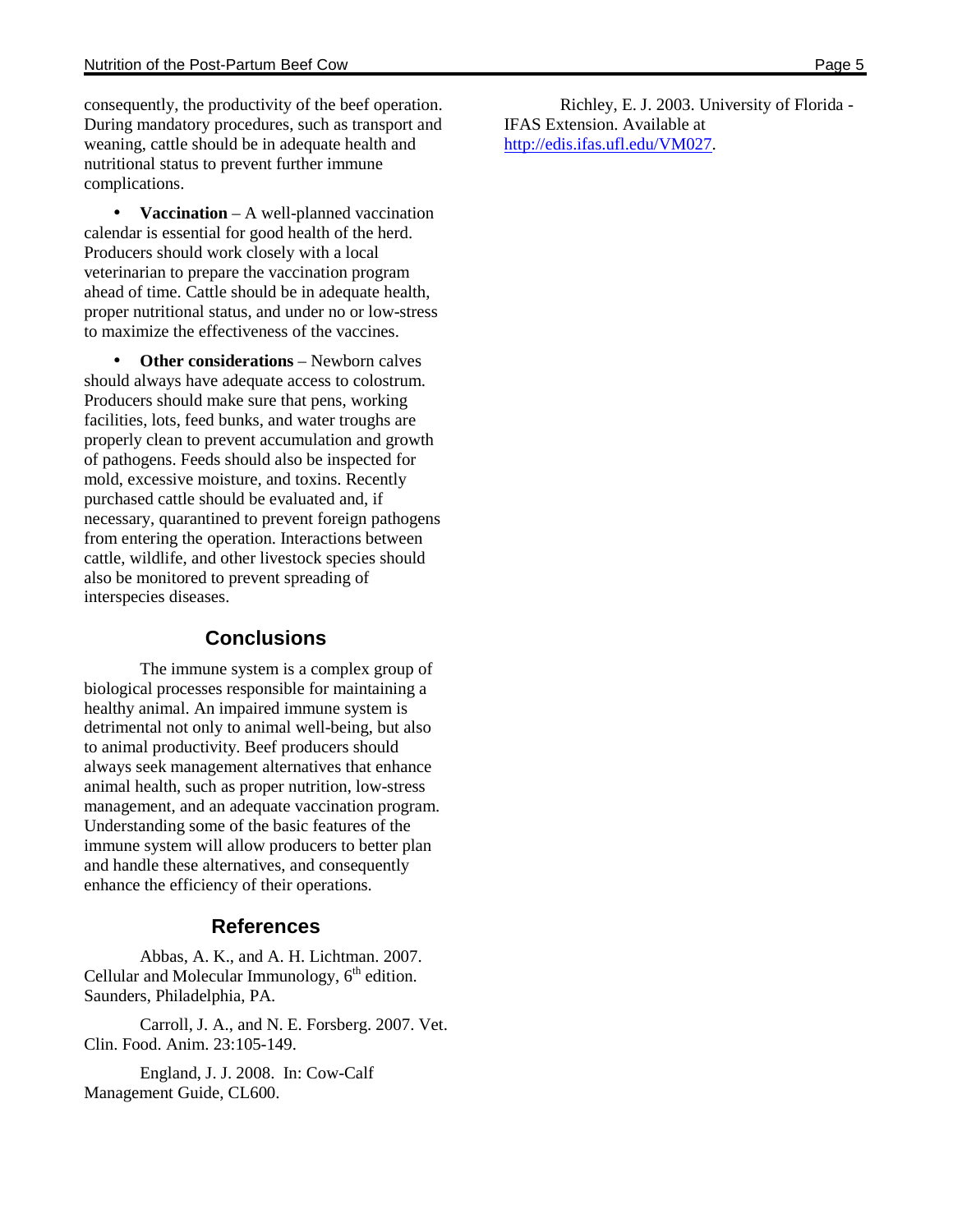consequently, the productivity of the beef operation. During mandatory procedures, such as transport and weaning, cattle should be in adequate health and nutritional status to prevent further immune complications.

- **Vaccination** – A well-planned vaccination calendar is essential for good health of the herd. Producers should work closely with a local veterinarian to prepare the vaccination program ahead of time. Cattle should be in adequate health, proper nutritional status, and under no or low-stress to maximize the effectiveness of the vaccines.

- **Other considerations** – Newborn calves should always have adequate access to colostrum. Producers should make sure that pens, working facilities, lots, feed bunks, and water troughs are properly clean to prevent accumulation and growth of pathogens. Feeds should also be inspected for mold, excessive moisture, and toxins. Recently purchased cattle should be evaluated and, if necessary, quarantined to prevent foreign pathogens from entering the operation. Interactions between cattle, wildlife, and other livestock species should also be monitored to prevent spreading of interspecies diseases.

## Conclusions

The immune system is a complex group of biological processes responsible for maintaining a healthy animal. An impaired immune system is detrimental not only to animal well-being, but also to animal productivity. Beef producers should always seek management alternatives that enhance animal health, such as proper nutrition, low-stress management, and an adequate vaccination program. Understanding some of the basic features of the immune system will allow producers to better plan and handle these alternatives, and consequently enhance the efficiency of their operations.

## References

Abbas, A. K., and A. H. Lichtman. 2007. Cellular and Molecular Immunology, 6th edition. Saunders, Philadelphia, PA.

Carroll, J. A., and N. E. Forsberg. 2007. Vet. Clin. Food. Anim. 23:105-149.

England, J. J. 2008. In: Cow-Calf Management Guide, CL600.

Richley, E. J. 2003. University of Florida - IFAS Extension. Available at http://edis.ifas.ufl.edu/VM027.